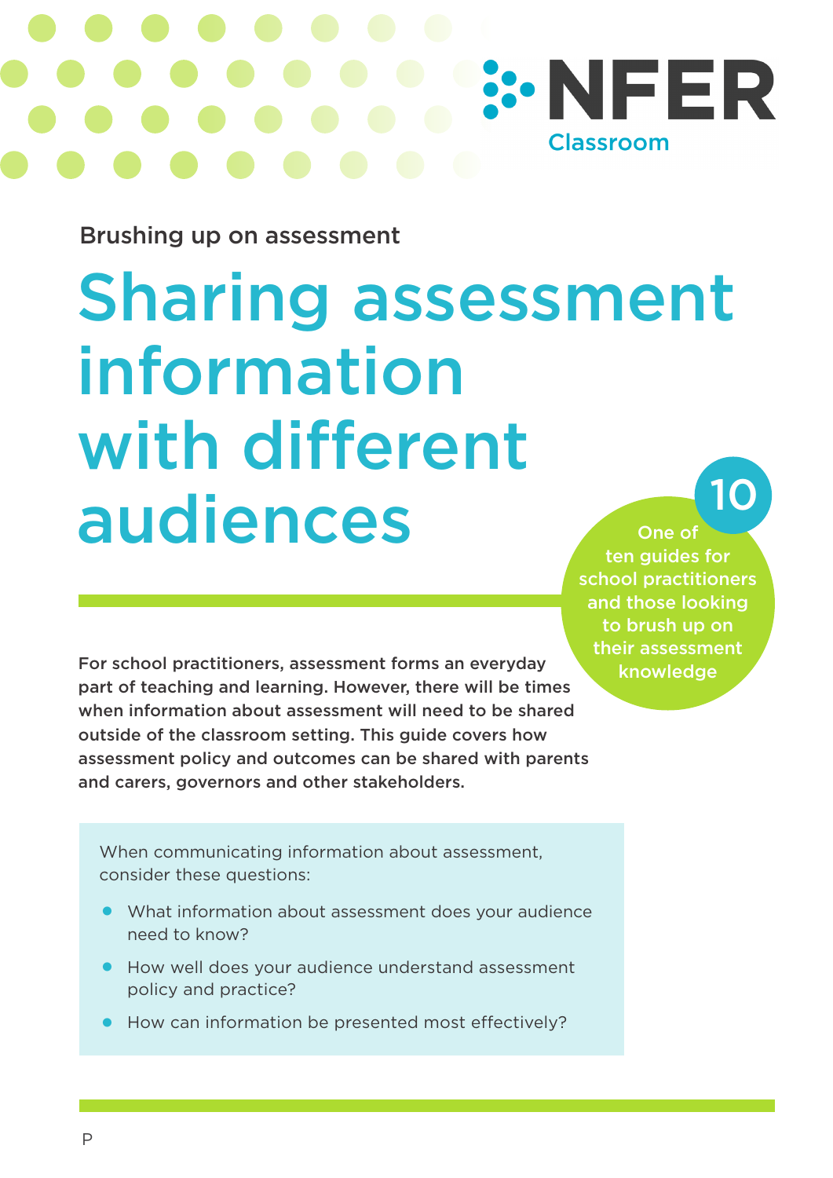NFER Classroom

Brushing up on assessment

# Sharing assessment information with different audiences

**10** One of ten guides for school practitioners and those looking to brush up on their assessment knowledge

**For school practitioners, assessment forms an everyday part of teaching and learning. However, there will be times when information about assessment will need to be shared outside of the classroom setting. This guide covers how assessment policy and outcomes can be shared with parents and carers, governors and other stakeholders.**

When communicating information about assessment, consider these questions:

- What information about assessment does your audience need to know?
- How well does your audience understand assessment policy and practice?
- How can information be presented most effectively?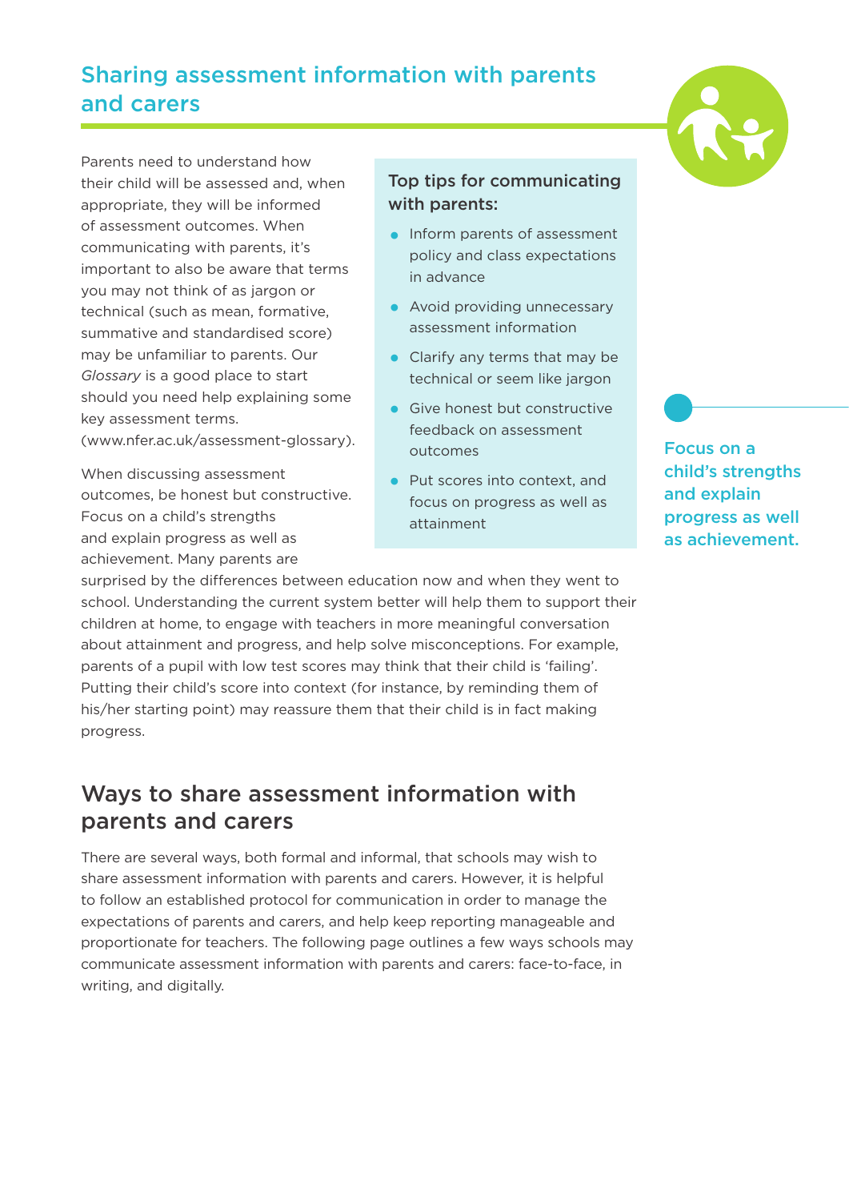## Sharing assessment information with parents and carers

Parents need to understand how their child will be assessed and, when appropriate, they will be informed of assessment outcomes. When communicating with parents, it's important to also be aware that terms you may not think of as jargon or technical (such as mean, formative, summative and standardised score) may be unfamiliar to parents. Our *Glossary* is a good place to start should you need help explaining some key assessment terms. (www.nfer.ac.uk/assessment-glossary).

When discussing assessment outcomes, be honest but constructive. Focus on a child's strengths and explain progress as well as achievement. Many parents are surprised by the differences between education now and when they went to school. Understanding the current system better will help them to support their children at home, to engage with teachers in more meaningful conversation about attainment and progress, and help solve misconceptions. For example, parents of a pupil with low test scores may think that their child is 'failing'. Putting their child's score into context (for instance, by reminding them of his/her starting point) may reassure them that their child is in fact making progress.

**Top tips for communicating with parents:**

- Inform parents of assessment policy and class expectations in advance
- Avoid providing unnecessary assessment information
- Clarify any terms that may be technical or seem like jargon
- Give honest but constructive feedback on assessment outcomes
- Put scores into context, and focus on progress as well as attainment

**Focus on a child's strengths and explain progress as well as achievement.**

## Ways to share assessment information with parents and carers

There are several ways, both formal and informal, that schools may wish to share assessment information with parents and carers. However, it is helpful to follow an established protocol for communication in order to manage the expectations of parents and carers, and help keep reporting manageable and proportionate for teachers. The following page outlines a few ways schools may communicate assessment information with parents and carers: face-to-face, in writing, and digitally.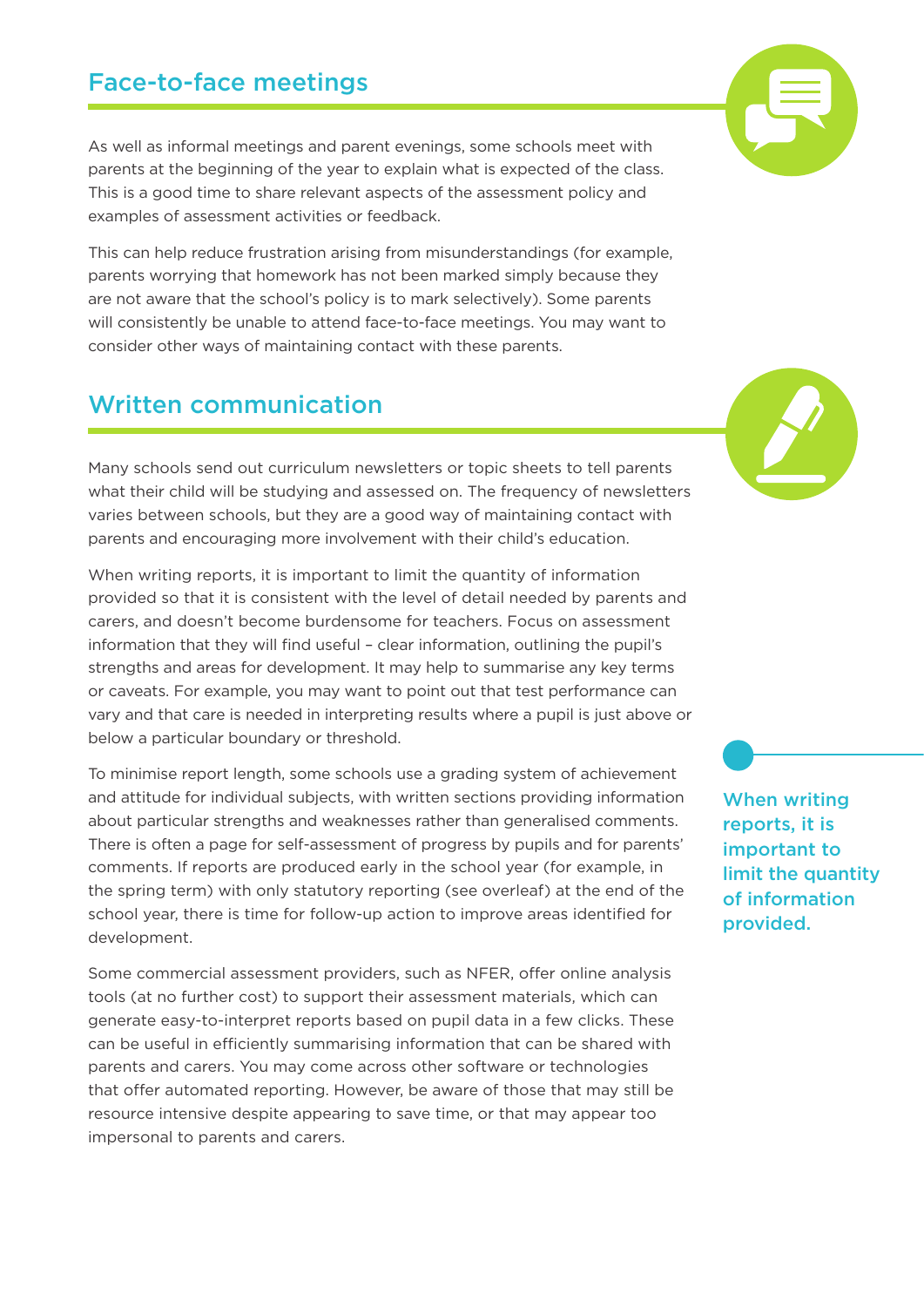## Face-to-face meetings

As well as informal meetings and parent evenings, some schools meet with parents at the beginning of the year to explain what is expected of the class. This is a good time to share relevant aspects of the assessment policy and examples of assessment activities or feedback.

This can help reduce frustration arising from misunderstandings (for example, parents worrying that homework has not been marked simply because they are not aware that the school's policy is to mark selectively). Some parents will consistently be unable to attend face-to-face meetings. You may want to consider other ways of maintaining contact with these parents.

## Written communication

Many schools send out curriculum newsletters or topic sheets to tell parents what their child will be studying and assessed on. The frequency of newsletters varies between schools, but they are a good way of maintaining contact with parents and encouraging more involvement with their child's education.

When writing reports, it is important to limit the quantity of information provided so that it is consistent with the level of detail needed by parents and carers, and doesn't become burdensome for teachers. Focus on assessment information that they will find useful – clear information, outlining the pupil's strengths and areas for development. It may help to summarise any key terms or caveats. For example, you may want to point out that test performance can vary and that care is needed in interpreting results where a pupil is just above or below a particular boundary or threshold.

To minimise report length, some schools use a grading system of achievement and attitude for individual subjects, with written sections providing information about particular strengths and weaknesses rather than generalised comments. There is often a page for self-assessment of progress by pupils and for parents' comments. If reports are produced early in the school year (for example, in the spring term) with only statutory reporting (see overleaf) at the end of the school year, there is time for follow-up action to improve areas identified for development.

Some commercial assessment providers, such as NFER, offer online analysis tools (at no further cost) to support their assessment materials, which can generate easy-to-interpret reports based on pupil data in a few clicks. These can be useful in efficiently summarising information that can be shared with parents and carers. You may come across other software or technologies that offer automated reporting. However, be aware of those that may still be resource intensive despite appearing to save time, or that may appear too impersonal to parents and carers.

**When writing reports, it is important to limit the quantity of information provided.**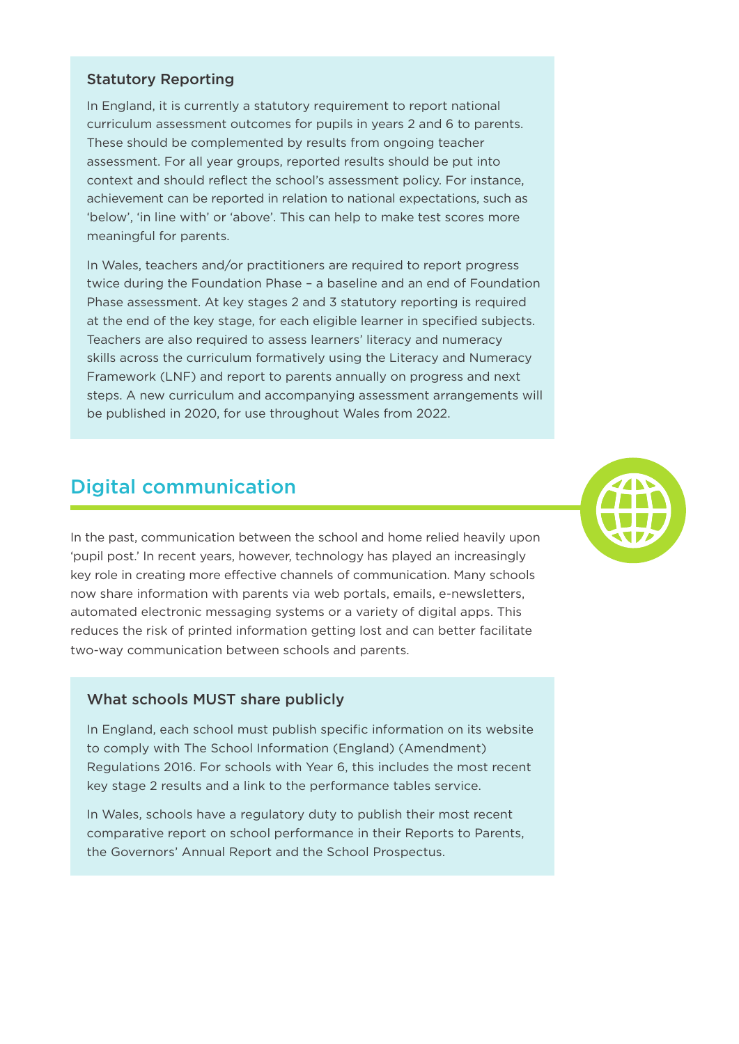### Statutory Reporting

In England, it is currently a statutory requirement to report national curriculum assessment outcomes for pupils in years 2 and 6 to parents. These should be complemented by results from ongoing teacher assessment. For all year groups, reported results should be put into context and should reflect the school's assessment policy. For instance, achievement can be reported in relation to national expectations, such as 'below', 'in line with' or 'above'. This can help to make test scores more meaningful for parents.

In Wales, teachers and/or practitioners are required to report progress twice during the Foundation Phase – a baseline and an end of Foundation Phase assessment. At key stages 2 and 3 statutory reporting is required at the end of the key stage, for each eligible learner in specified subjects. Teachers are also required to assess learners' literacy and numeracy skills across the curriculum formatively using the Literacy and Numeracy Framework (LNF) and report to parents annually on progress and next steps. A new curriculum and accompanying assessment arrangements will be published in 2020, for use throughout Wales from 2022.

## Digital communication

In the past, communication between the school and home relied heavily upon 'pupil post.' In recent years, however, technology has played an increasingly key role in creating more effective channels of communication. Many schools now share information with parents via web portals, emails, e-newsletters, automated electronic messaging systems or a variety of digital apps. This reduces the risk of printed information getting lost and can better facilitate two-way communication between schools and parents.

### What schools MUST share publicly

In England, each school must publish specific information on its website to comply with The School Information (England) (Amendment) Regulations 2016. For schools with Year 6, this includes the most recent key stage 2 results and a link to the performance tables service.

In Wales, schools have a regulatory duty to publish their most recent comparative report on school performance in their Reports to Parents, the Governors' Annual Report and the School Prospectus.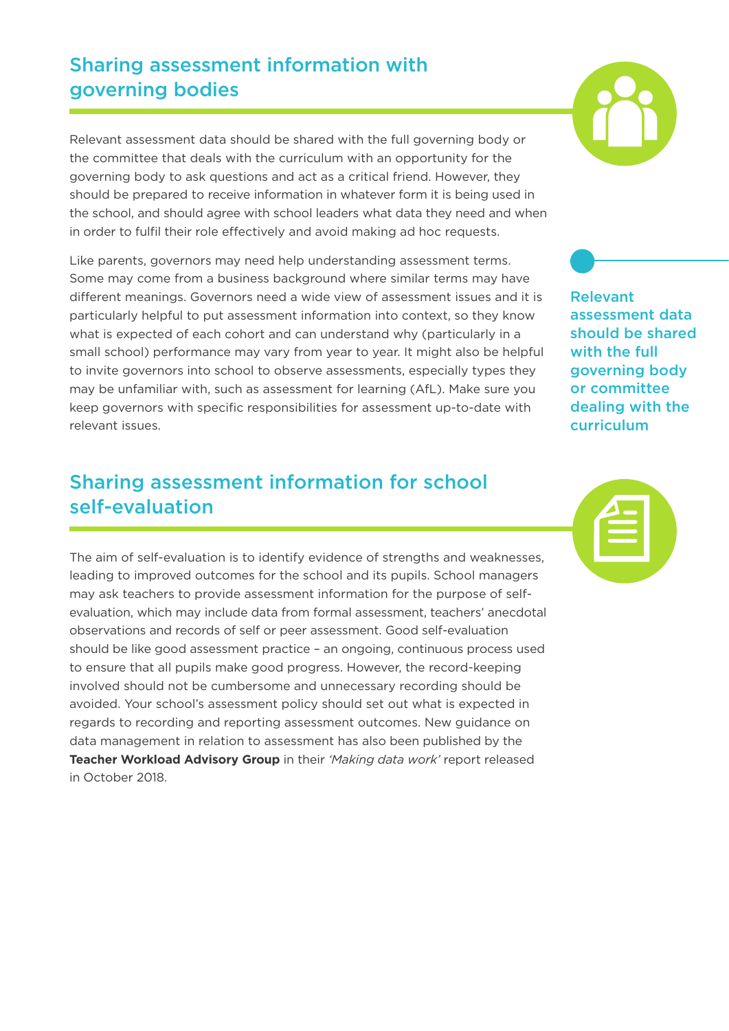## Sharing assessment information with governing bodies

Relevant assessment data should be shared with the full governing body or the committee that deals with the curriculum with an opportunity for the governing body to ask questions and act as a critical friend. However, they should be prepared to receive information in whatever form it is being used in the school, and should agree with school leaders what data they need and when in order to fulfil their role effectively and avoid making ad hoc requests.

Like parents, governors may need help understanding assessment terms. Some may come from a business background where similar terms may have different meanings. Governors need a wide view of assessment issues and it is particularly helpful to put assessment information into context, so they know what is expected of each cohort and can understand why (particularly in a small school) performance may vary from year to year. It might also be helpful to invite governors into school to observe assessments, especially types they may be unfamiliar with, such as assessment for learning (AfL). Make sure you keep governors with specific responsibilities for assessment up-to-date with relevant issues.

**Relevant assessment data should be shared with the full governing body or committee dealing with the curriculum**

## Sharing assessment information for school self-evaluation

The aim of self-evaluation is to identify evidence of strengths and weaknesses, leading to improved outcomes for the school and its pupils. School managers may ask teachers to provide assessment information for the purpose of self-evaluation, which may include data from formal assessment, teachers' anecdotal observations and records of self or peer assessment. Good self-evaluation should be like good assessment practice – an ongoing, continuous process used to ensure that all pupils make good progress. However, the record-keeping involved should not be cumbersome and unnecessary recording should be avoided. Your school's assessment policy should set out what is expected in regards to recording and reporting assessment outcomes. New guidance on data management in relation to assessment has also been published by the **Teacher Workload Advisory Group** in their *'Making data work'* report released in October 2018.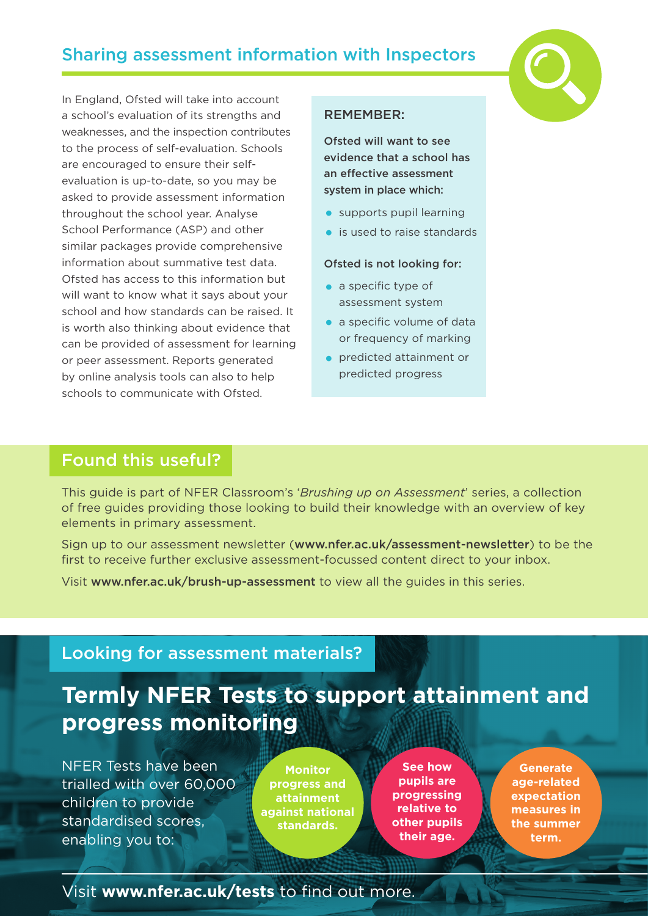## Sharing assessment information with Inspectors

In England, Ofsted will take into account a school's evaluation of its strengths and weaknesses, and the inspection contributes to the process of self-evaluation. Schools are encouraged to ensure their self-evaluation is up-to-date, so you may be asked to provide assessment information throughout the school year. Analyse School Performance (ASP) and other similar packages provide comprehensive information about summative test data. Ofsted has access to this information but will want to know what it says about your school and how standards can be raised. It is worth also thinking about evidence that can be provided of assessment for learning or peer assessment. Reports generated by online analysis tools can also to help schools to communicate with Ofsted.

**REMEMBER:**

**Ofsted will want to see evidence that a school has an effective assessment system in place which:**

- supports pupil learning
- is used to raise standards

**Ofsted is not looking for:**

- a specific type of assessment system
- a specific volume of data or frequency of marking
- predicted attainment or predicted progress

## Found this useful?

This guide is part of NFER Classroom's '*Brushing up on Assessment*' series, a collection of free guides providing those looking to build their knowledge with an overview of key elements in primary assessment.

Sign up to our assessment newsletter (**www.nfer.ac.uk/assessment-newsletter**) to be the first to receive further exclusive assessment-focussed content direct to your inbox.

Visit **www.nfer.ac.uk/brush-up-assessment** to view all the guides in this series.

## Looking for assessment materials?

# Termly NFER Tests to support attainment and progress monitoring

NFER Tests have been trialled with over 60,000 children to provide standardised scores, enabling you to:

- **Monitor progress and attainment against national standards.**
- **See how pupils are progressing relative to other pupils their age.**
- **Generate age-related expectation measures in the summer term.**

Visit **www.nfer.ac.uk/tests** to find out more.